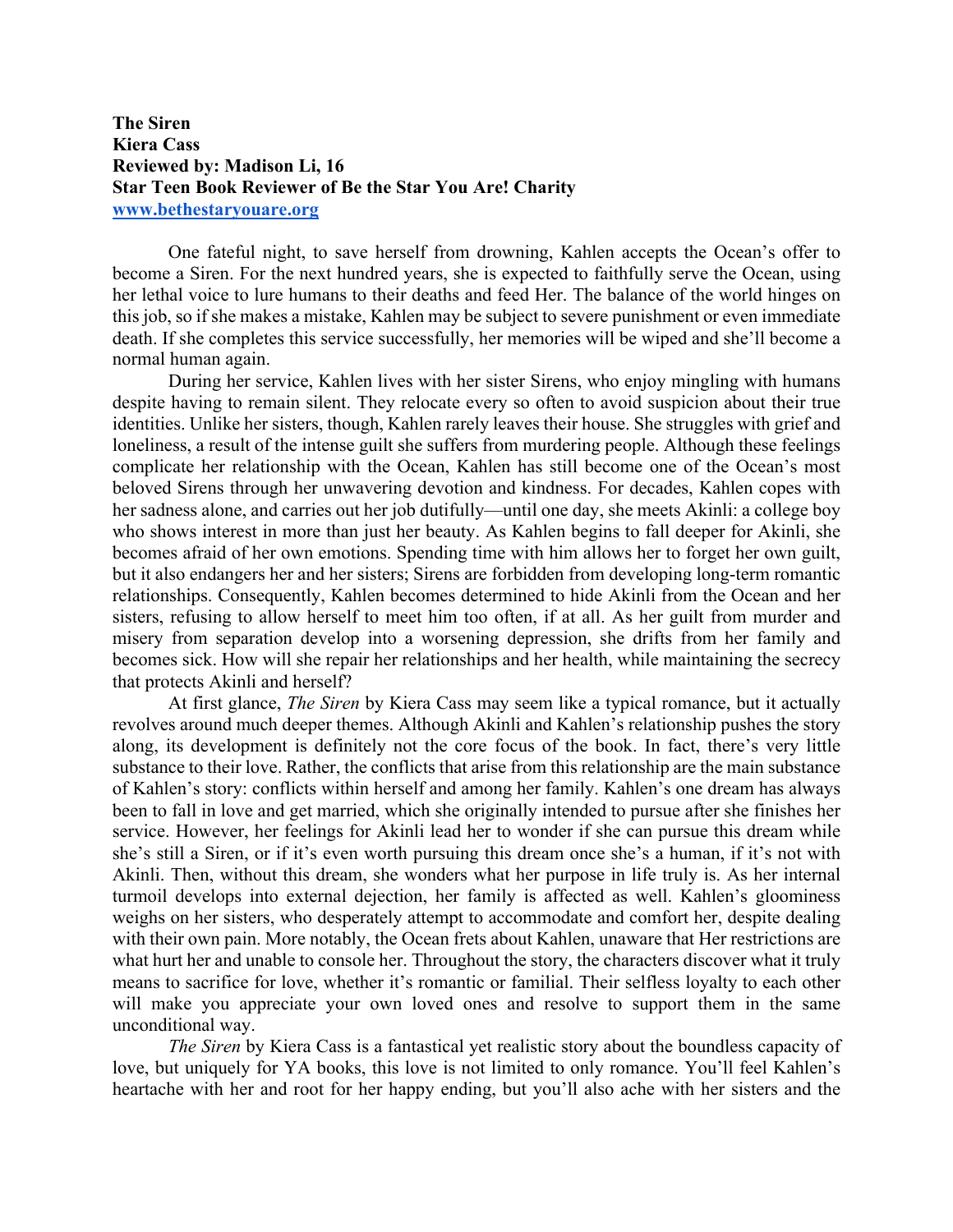**The Siren**
**Kiera Cass**
**Reviewed by: Madison Li, 16**
**Star Teen Book Reviewer of Be the Star You Are! Charity**
**[www.bethestaryouare.org](http://www.bethestaryouare.org)**

One fateful night, to save herself from drowning, Kahlen accepts the Ocean's offer to become a Siren. For the next hundred years, she is expected to faithfully serve the Ocean, using her lethal voice to lure humans to their deaths and feed Her. The balance of the world hinges on this job, so if she makes a mistake, Kahlen may be subject to severe punishment or even immediate death. If she completes this service successfully, her memories will be wiped and she'll become a normal human again.

During her service, Kahlen lives with her sister Sirens, who enjoy mingling with humans despite having to remain silent. They relocate every so often to avoid suspicion about their true identities. Unlike her sisters, though, Kahlen rarely leaves their house. She struggles with grief and loneliness, a result of the intense guilt she suffers from murdering people. Although these feelings complicate her relationship with the Ocean, Kahlen has still become one of the Ocean's most beloved Sirens through her unwavering devotion and kindness. For decades, Kahlen copes with her sadness alone, and carries out her job dutifully—until one day, she meets Akinli: a college boy who shows interest in more than just her beauty. As Kahlen begins to fall deeper for Akinli, she becomes afraid of her own emotions. Spending time with him allows her to forget her own guilt, but it also endangers her and her sisters; Sirens are forbidden from developing long-term romantic relationships. Consequently, Kahlen becomes determined to hide Akinli from the Ocean and her sisters, refusing to allow herself to meet him too often, if at all. As her guilt from murder and misery from separation develop into a worsening depression, she drifts from her family and becomes sick. How will she repair her relationships and her health, while maintaining the secrecy that protects Akinli and herself?

At first glance, *The Siren* by Kiera Cass may seem like a typical romance, but it actually revolves around much deeper themes. Although Akinli and Kahlen's relationship pushes the story along, its development is definitely not the core focus of the book. In fact, there's very little substance to their love. Rather, the conflicts that arise from this relationship are the main substance of Kahlen's story: conflicts within herself and among her family. Kahlen's one dream has always been to fall in love and get married, which she originally intended to pursue after she finishes her service. However, her feelings for Akinli lead her to wonder if she can pursue this dream while she's still a Siren, or if it's even worth pursuing this dream once she's a human, if it's not with Akinli. Then, without this dream, she wonders what her purpose in life truly is. As her internal turmoil develops into external dejection, her family is affected as well. Kahlen's gloominess weighs on her sisters, who desperately attempt to accommodate and comfort her, despite dealing with their own pain. More notably, the Ocean frets about Kahlen, unaware that Her restrictions are what hurt her and unable to console her. Throughout the story, the characters discover what it truly means to sacrifice for love, whether it's romantic or familial. Their selfless loyalty to each other will make you appreciate your own loved ones and resolve to support them in the same unconditional way.

*The Siren* by Kiera Cass is a fantastical yet realistic story about the boundless capacity of love, but uniquely for YA books, this love is not limited to only romance. You'll feel Kahlen's heartache with her and root for her happy ending, but you'll also ache with her sisters and the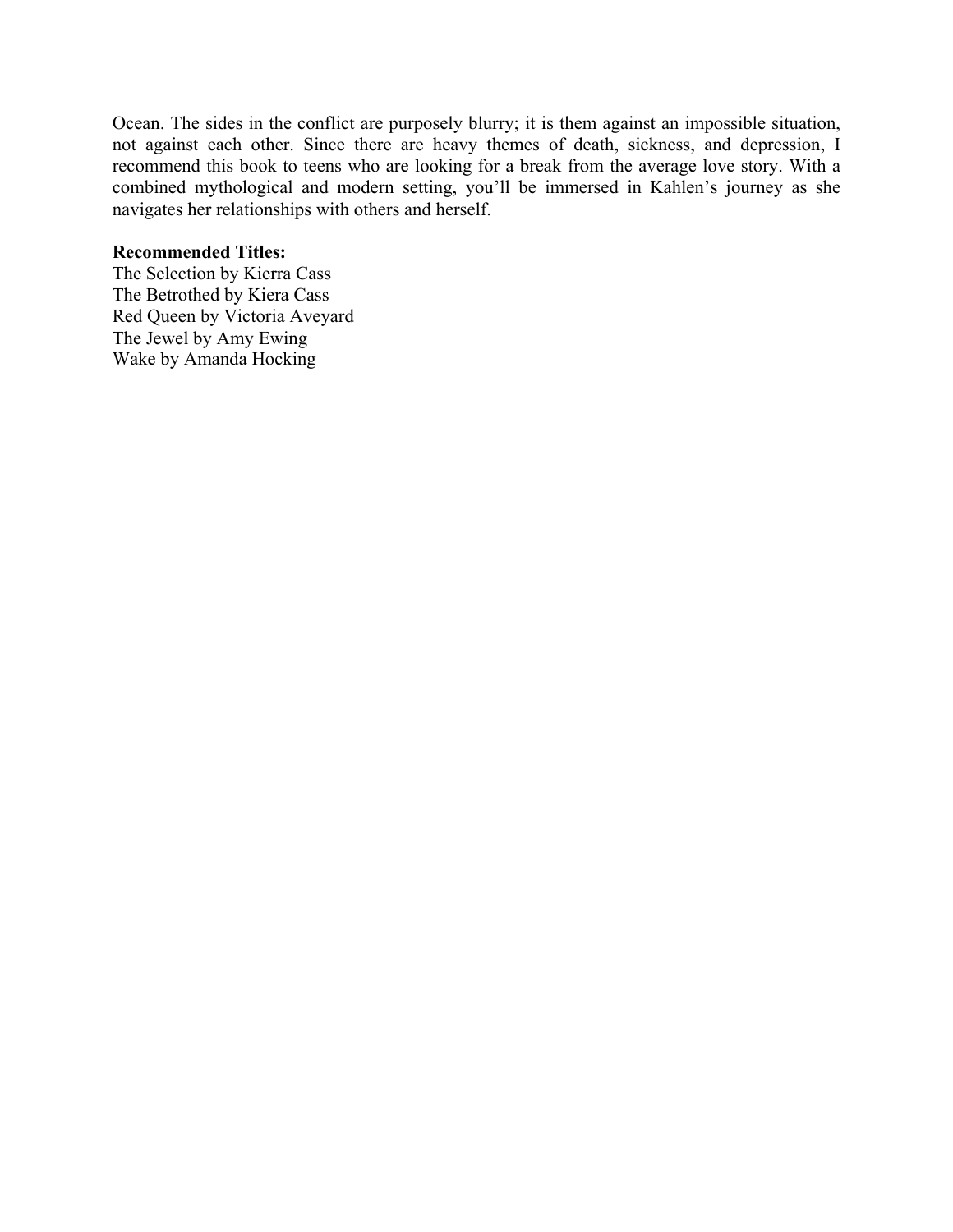Ocean. The sides in the conflict are purposely blurry; it is them against an impossible situation, not against each other. Since there are heavy themes of death, sickness, and depression, I recommend this book to teens who are looking for a break from the average love story. With a combined mythological and modern setting, you'll be immersed in Kahlen's journey as she navigates her relationships with others and herself.

**Recommended Titles:**
The Selection by Kierra Cass
The Betrothed by Kiera Cass
Red Queen by Victoria Aveyard
The Jewel by Amy Ewing
Wake by Amanda Hocking